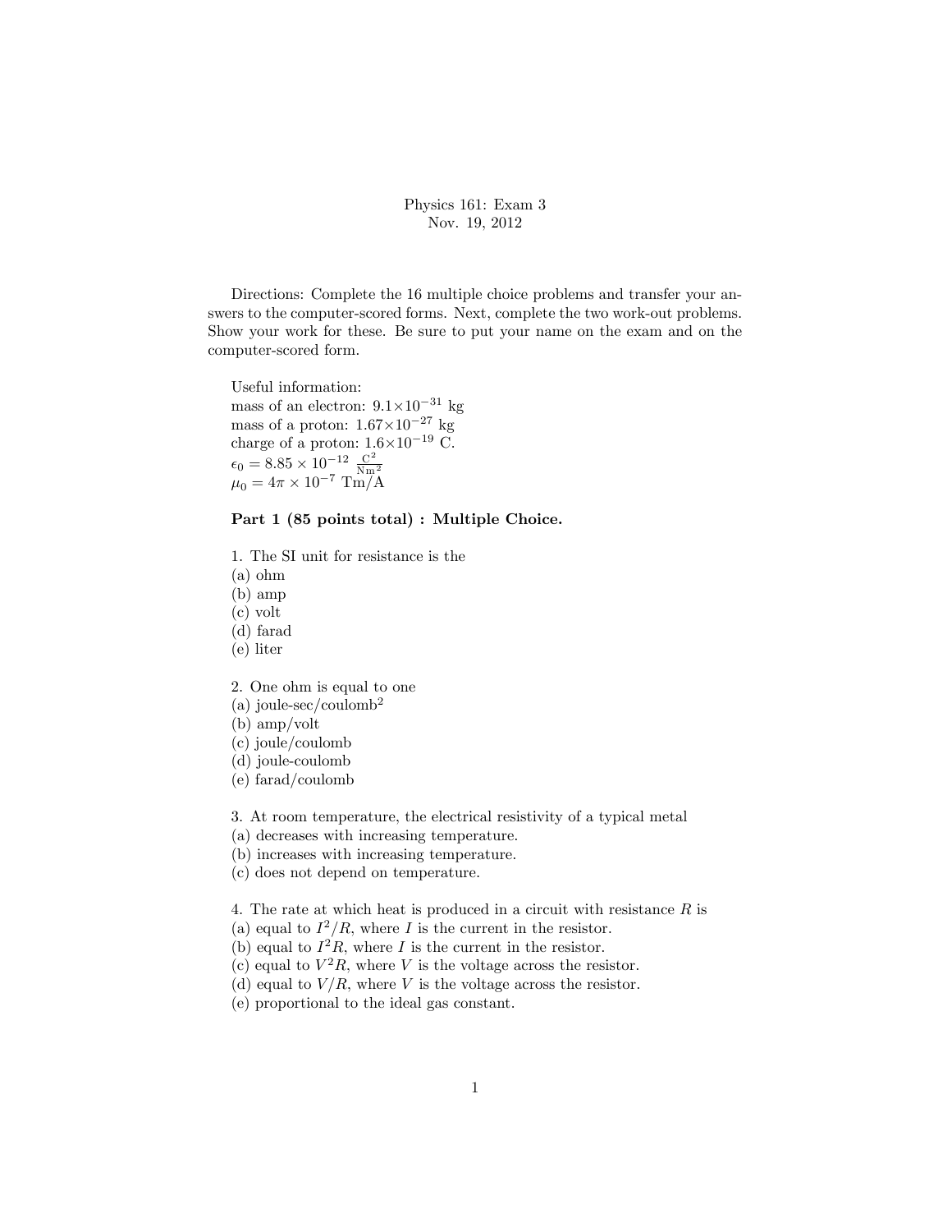# Physics 161: Exam 3
Nov. 19, 2012

Directions: Complete the 16 multiple choice problems and transfer your answers to the computer-scored forms. Next, complete the two work-out problems. Show your work for these. Be sure to put your name on the exam and on the computer-scored form.

Useful information:
mass of an electron: $9.1\times10^{-31}$ kg
mass of a proton: $1.67\times10^{-27}$ kg
charge of a proton: $1.6\times10^{-19}$ C.
$\epsilon_0 = 8.85 \times 10^{-12}\ \frac{\mathrm{C}^2}{\mathrm{Nm}^2}$
$\mu_0 = 4\pi \times 10^{-7}$ Tm/A

**Part 1 (85 points total) : Multiple Choice.**

1. The SI unit for resistance is the
(a) ohm
(b) amp
(c) volt
(d) farad
(e) liter

2. One ohm is equal to one
(a) joule-sec/coulomb$^2$
(b) amp/volt
(c) joule/coulomb
(d) joule-coulomb
(e) farad/coulomb

3. At room temperature, the electrical resistivity of a typical metal
(a) decreases with increasing temperature.
(b) increases with increasing temperature.
(c) does not depend on temperature.

4. The rate at which heat is produced in a circuit with resistance $R$ is
(a) equal to $I^2/R$, where $I$ is the current in the resistor.
(b) equal to $I^2R$, where $I$ is the current in the resistor.
(c) equal to $V^2R$, where $V$ is the voltage across the resistor.
(d) equal to $V/R$, where $V$ is the voltage across the resistor.
(e) proportional to the ideal gas constant.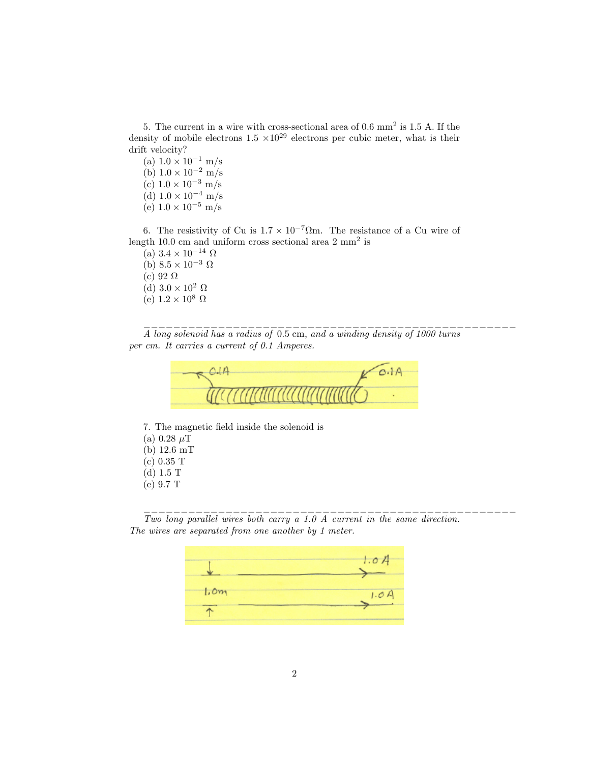5. The current in a wire with cross-sectional area of 0.6 $mm^2$ is 1.5 A. If the density of mobile electrons $1.5 \times 10^{29}$ electrons per cubic meter, what is their drift velocity?
(a) $1.0 \times 10^{-1}$ m/s
(b) $1.0 \times 10^{-2}$ m/s
(c) $1.0 \times 10^{-3}$ m/s
(d) $1.0 \times 10^{-4}$ m/s
(e) $1.0 \times 10^{-5}$ m/s

6. The resistivity of Cu is $1.7 \times 10^{-7}\Omega$m. The resistance of a Cu wire of length 10.0 cm and uniform cross sectional area 2 $mm^2$ is
(a) $3.4 \times 10^{-14}$ $\Omega$
(b) $8.5 \times 10^{-3}$ $\Omega$
(c) 92 $\Omega$
(d) $3.0 \times 10^{2}$ $\Omega$
(e) $1.2 \times 10^{8}$ $\Omega$

---

*A long solenoid has a radius of 0.5 cm, and a winding density of 1000 turns per cm. It carries a current of 0.1 Amperes.*

7. The magnetic field inside the solenoid is
(a) 0.28 $\mu$T
(b) 12.6 mT
(c) 0.35 T
(d) 1.5 T
(e) 9.7 T

---

*Two long parallel wires both carry a 1.0 A current in the same direction. The wires are separated from one another by 1 meter.*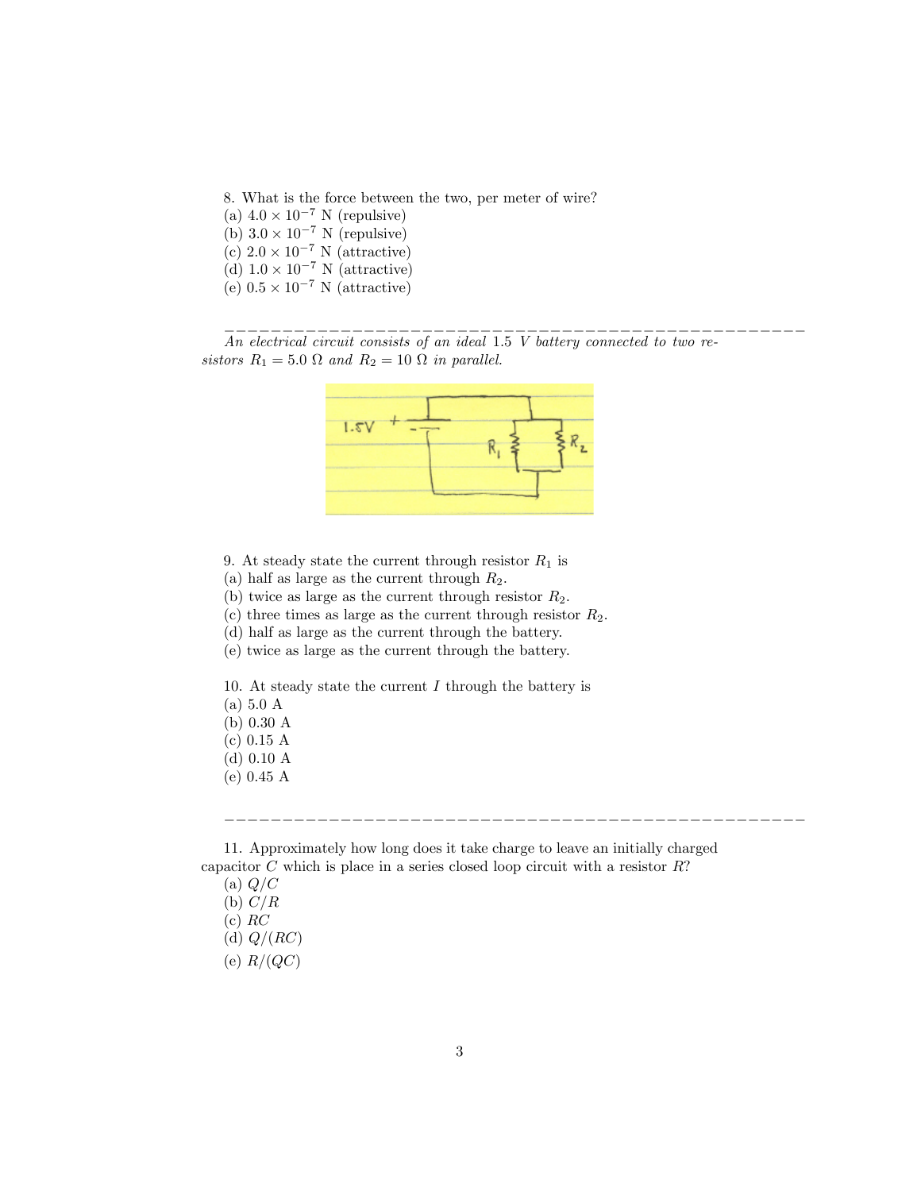8. What is the force between the two, per meter of wire?
(a) $4.0 \times 10^{-7}$ N (repulsive)
(b) $3.0 \times 10^{-7}$ N (repulsive)
(c) $2.0 \times 10^{-7}$ N (attractive)
(d) $1.0 \times 10^{-7}$ N (attractive)
(e) $0.5 \times 10^{-7}$ N (attractive)

---

*An electrical circuit consists of an ideal 1.5 V battery connected to two resistors $R_1 = 5.0\ \Omega$ and $R_2 = 10\ \Omega$ in parallel.*

9. At steady state the current through resistor $R_1$ is
(a) half as large as the current through $R_2$.
(b) twice as large as the current through resistor $R_2$.
(c) three times as large as the current through resistor $R_2$.
(d) half as large as the current through the battery.
(e) twice as large as the current through the battery.

10. At steady state the current $I$ through the battery is
(a) 5.0 A
(b) 0.30 A
(c) 0.15 A
(d) 0.10 A
(e) 0.45 A

---

11. Approximately how long does it take charge to leave an initially charged capacitor $C$ which is place in a series closed loop circuit with a resistor $R$?
(a) $Q/C$
(b) $C/R$
(c) $RC$
(d) $Q/(RC)$
(e) $R/(QC)$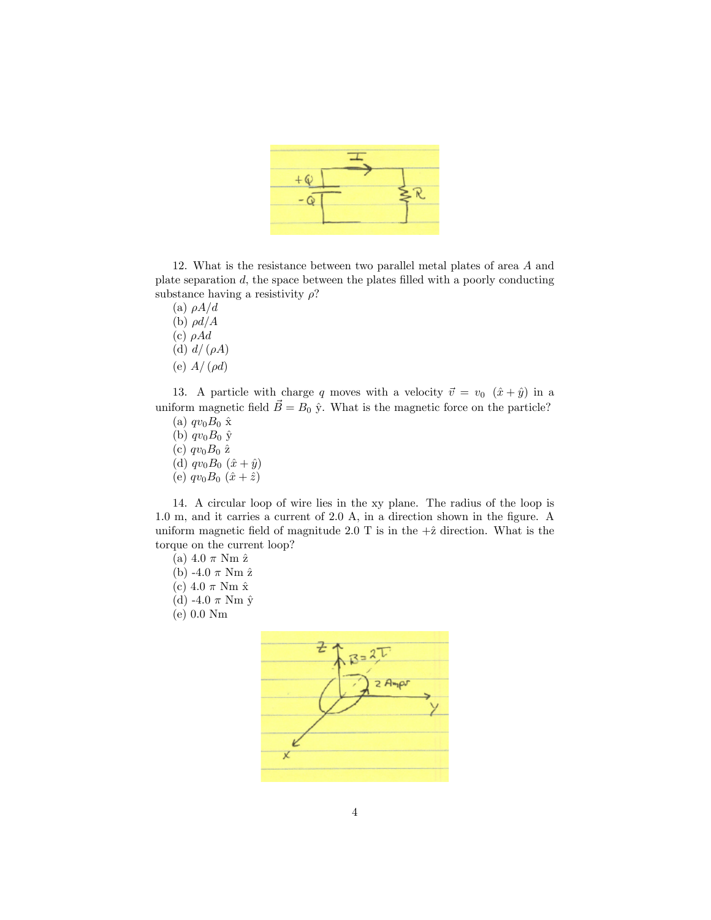12. What is the resistance between two parallel metal plates of area $A$ and plate separation $d$, the space between the plates filled with a poorly conducting substance having a resistivity $\rho$?

(a) $\rho A/d$
(b) $\rho d/A$
(c) $\rho Ad$
(d) $d/(\rho A)$
(e) $A/(\rho d)$

13. A particle with charge $q$ moves with a velocity $\vec{v} = v_0\ (\hat{x} + \hat{y})$ in a uniform magnetic field $\vec{B} = B_0\ \hat{y}$. What is the magnetic force on the particle?

(a) $qv_0B_0\ \hat{x}$
(b) $qv_0B_0\ \hat{y}$
(c) $qv_0B_0\ \hat{z}$
(d) $qv_0B_0\ (\hat{x} + \hat{y})$
(e) $qv_0B_0\ (\hat{x} + \hat{z})$

14. A circular loop of wire lies in the xy plane. The radius of the loop is 1.0 m, and it carries a current of 2.0 A, in a direction shown in the figure. A uniform magnetic field of magnitude 2.0 T is in the $+\hat{z}$ direction. What is the torque on the current loop?

(a) $4.0\ \pi$ Nm $\hat{z}$
(b) $-4.0\ \pi$ Nm $\hat{z}$
(c) $4.0\ \pi$ Nm $\hat{x}$
(d) $-4.0\ \pi$ Nm $\hat{y}$
(e) 0.0 Nm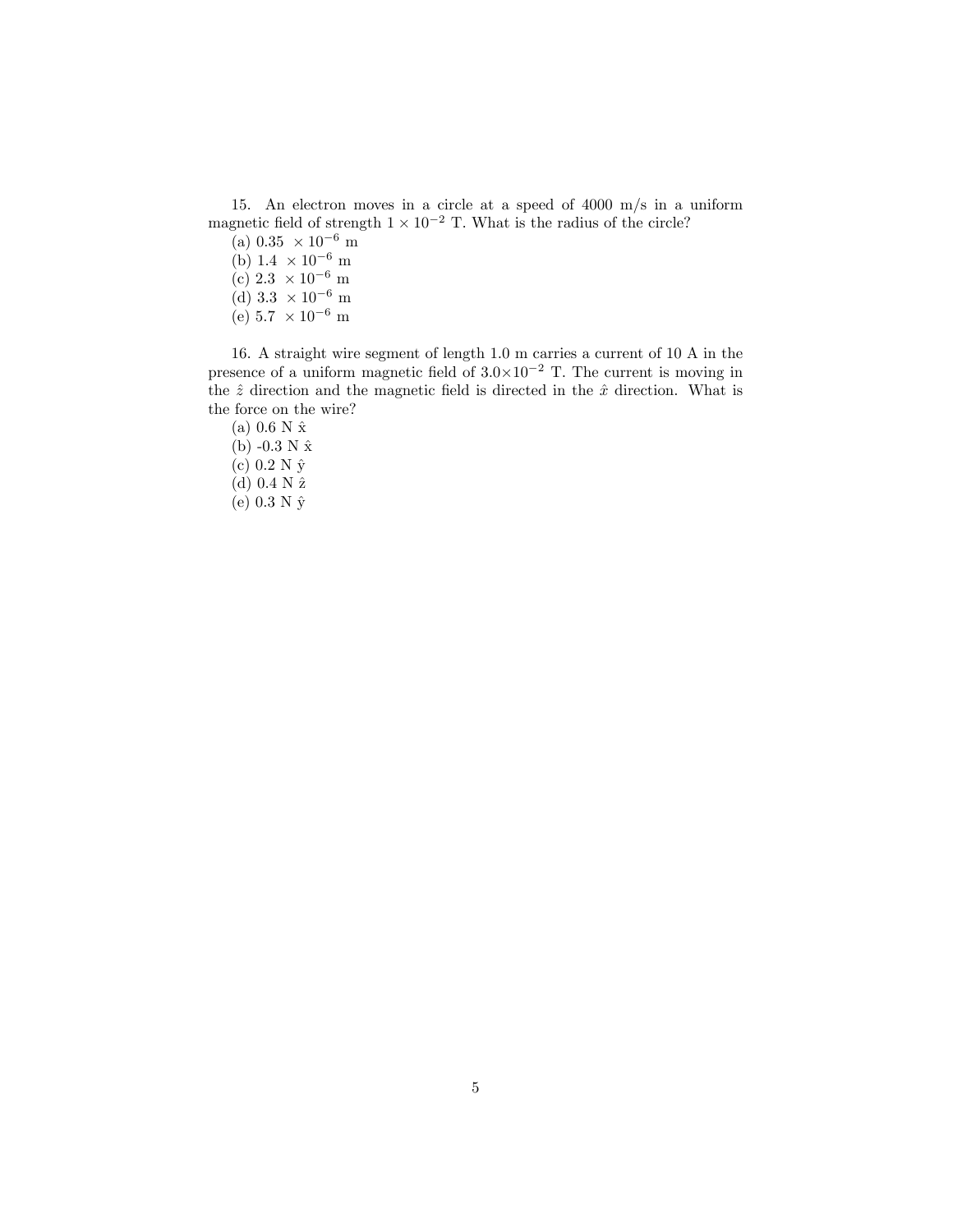15. An electron moves in a circle at a speed of 4000 m/s in a uniform magnetic field of strength $1 \times 10^{-2}$ T. What is the radius of the circle?

(a) 0.35 $\times 10^{-6}$ m
(b) 1.4 $\times 10^{-6}$ m
(c) 2.3 $\times 10^{-6}$ m
(d) 3.3 $\times 10^{-6}$ m
(e) 5.7 $\times 10^{-6}$ m

16. A straight wire segment of length 1.0 m carries a current of 10 A in the presence of a uniform magnetic field of $3.0 \times 10^{-2}$ T. The current is moving in the $\hat{z}$ direction and the magnetic field is directed in the $\hat{x}$ direction. What is the force on the wire?

(a) 0.6 N $\hat{x}$
(b) -0.3 N $\hat{x}$
(c) 0.2 N $\hat{y}$
(d) 0.4 N $\hat{z}$
(e) 0.3 N $\hat{y}$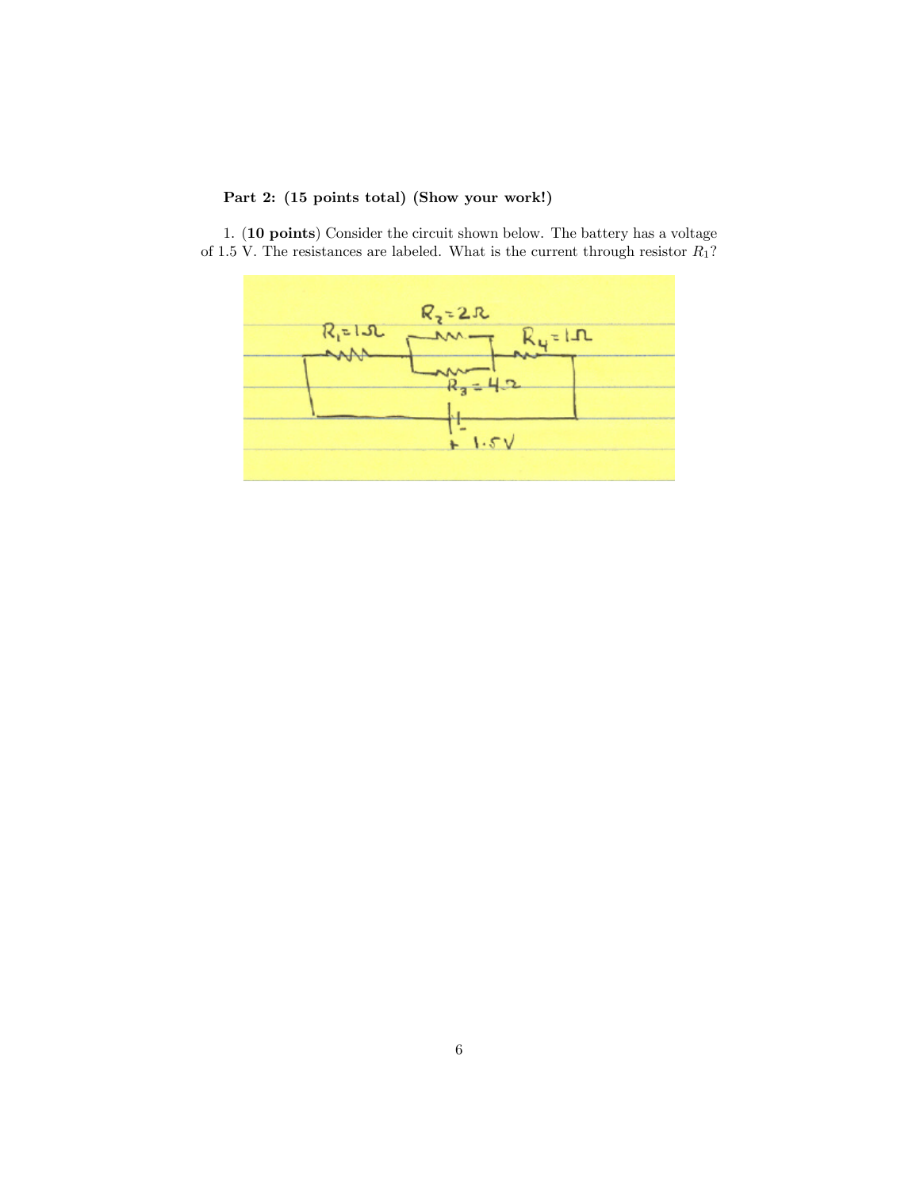**Part 2: (15 points total) (Show your work!)**

1. (**10 points**) Consider the circuit shown below. The battery has a voltage of 1.5 V. The resistances are labeled. What is the current through resistor $R_1$?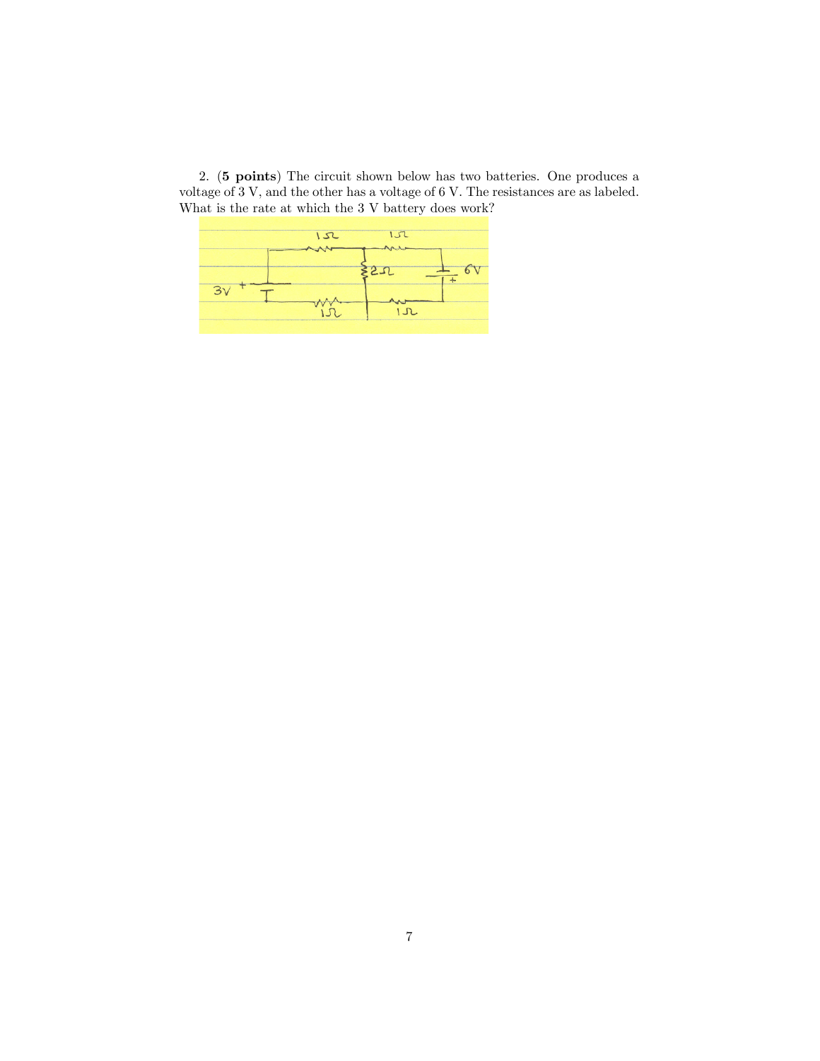2. (**5 points**) The circuit shown below has two batteries. One produces a voltage of 3 V, and the other has a voltage of 6 V. The resistances are as labeled. What is the rate at which the 3 V battery does work?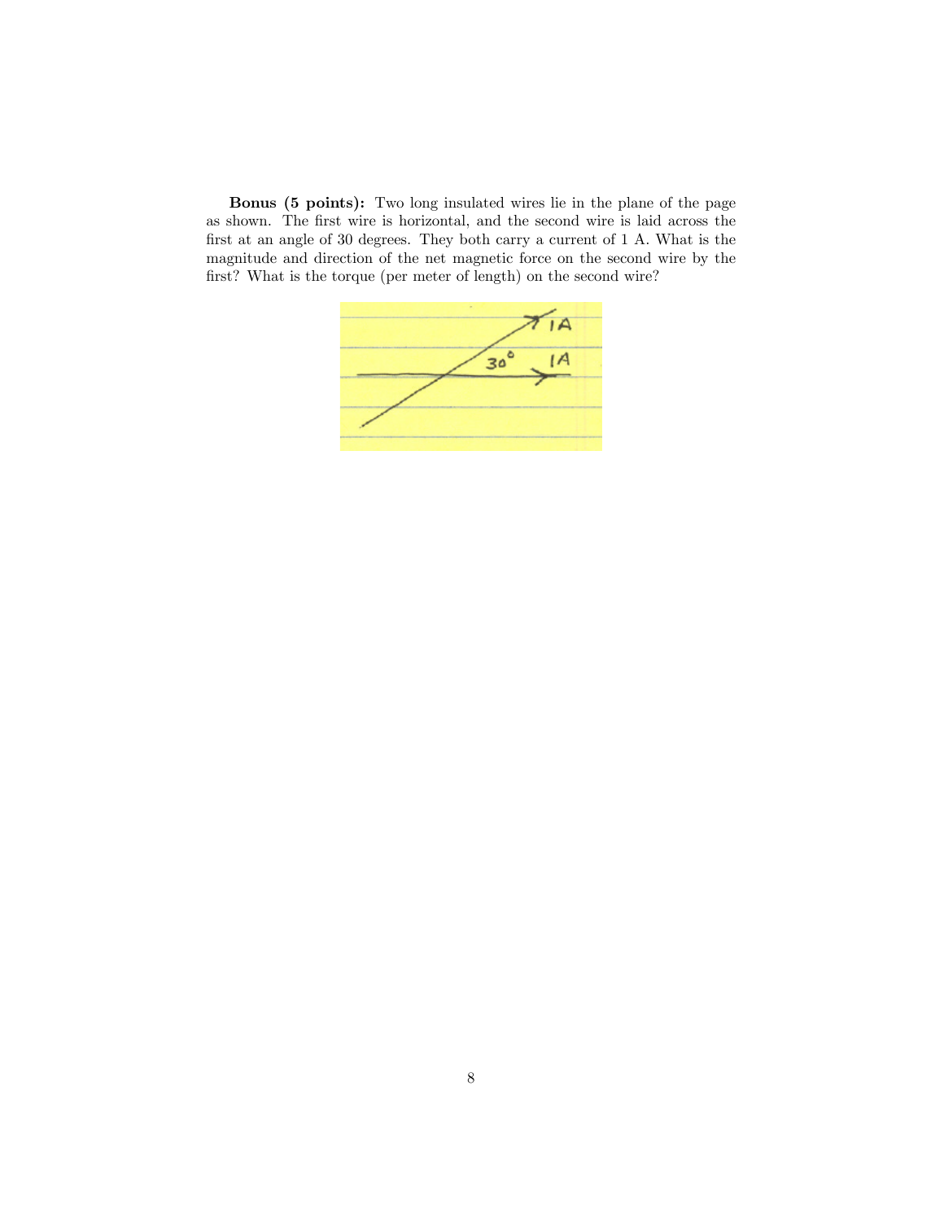**Bonus (5 points):** Two long insulated wires lie in the plane of the page as shown. The first wire is horizontal, and the second wire is laid across the first at an angle of 30 degrees. They both carry a current of 1 A. What is the magnitude and direction of the net magnetic force on the second wire by the first? What is the torque (per meter of length) on the second wire?

1A

30°

1A